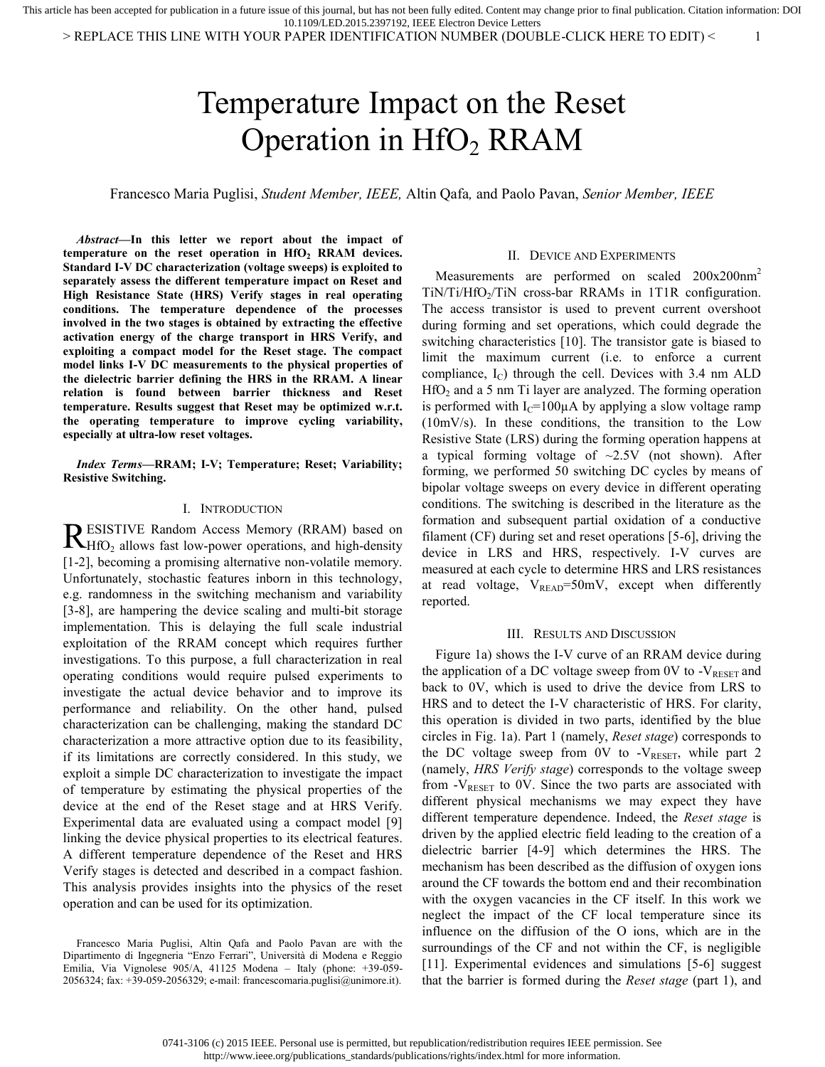# Temperature Impact on the Reset Operation in $HfO_2$ RRAM

Francesco Maria Puglisi, *Student Member, IEEE,* Altin Qafa*,* and Paolo Pavan, *Senior Member, IEEE*

***Abstract*—In this letter we report about the impact of temperature on the reset operation in $HfO_2$ RRAM devices. Standard I-V DC characterization (voltage sweeps) is exploited to separately assess the different temperature impact on Reset and High Resistance State (HRS) Verify stages in real operating conditions. The temperature dependence of the processes involved in the two stages is obtained by extracting the effective activation energy of the charge transport in HRS Verify, and exploiting a compact model for the Reset stage. The compact model links I-V DC measurements to the physical properties of the dielectric barrier defining the HRS in the RRAM. A linear relation is found between barrier thickness and Reset temperature. Results suggest that Reset may be optimized w.r.t. the operating temperature to improve cycling variability, especially at ultra-low reset voltages.**

***Index Terms*—RRAM; I-V; Temperature; Reset; Variability; Resistive Switching.**

## I. Introduction

Resistive Random Access Memory (RRAM) based on $HfO_2$ allows fast low-power operations, and high-density [1-2], becoming a promising alternative non-volatile memory. Unfortunately, stochastic features inborn in this technology, e.g. randomness in the switching mechanism and variability [3-8], are hampering the device scaling and multi-bit storage implementation. This is delaying the full scale industrial exploitation of the RRAM concept which requires further investigations. To this purpose, a full characterization in real operating conditions would require pulsed experiments to investigate the actual device behavior and to improve its performance and reliability. On the other hand, pulsed characterization can be challenging, making the standard DC characterization a more attractive option due to its feasibility, if its limitations are correctly considered. In this study, we exploit a simple DC characterization to investigate the impact of temperature by estimating the physical properties of the device at the end of the Reset stage and at HRS Verify. Experimental data are evaluated using a compact model [9] linking the device physical properties to its electrical features. A different temperature dependence of the Reset and HRS Verify stages is detected and described in a compact fashion. This analysis provides insights into the physics of the reset operation and can be used for its optimization.

Francesco Maria Puglisi, Altin Qafa and Paolo Pavan are with the Dipartimento di Ingegneria "Enzo Ferrari", Università di Modena e Reggio Emilia, Via Vignolese 905/A, 41125 Modena – Italy (phone: +39-059-2056324; fax: +39-059-2056329; e-mail: francescomaria.puglisi@unimore.it).

## II. Device and Experiments

Measurements are performed on scaled 200x200nm$^2$ $TiN/Ti/HfO_2/TiN$ cross-bar RRAMs in 1T1R configuration. The access transistor is used to prevent current overshoot during forming and set operations, which could degrade the switching characteristics [10]. The transistor gate is biased to limit the maximum current (i.e. to enforce a current compliance, $I_C$) through the cell. Devices with 3.4 nm ALD $HfO_2$ and a 5 nm Ti layer are analyzed. The forming operation is performed with $I_C$=100μA by applying a slow voltage ramp (10mV/s). In these conditions, the transition to the Low Resistive State (LRS) during the forming operation happens at a typical forming voltage of ~2.5V (not shown). After forming, we performed 50 switching DC cycles by means of bipolar voltage sweeps on every device in different operating conditions. The switching is described in the literature as the formation and subsequent partial oxidation of a conductive filament (CF) during set and reset operations [5-6], driving the device in LRS and HRS, respectively. I-V curves are measured at each cycle to determine HRS and LRS resistances at read voltage, $V_{READ}$=50mV, except when differently reported.

## III. Results and Discussion

Figure 1a) shows the I-V curve of an RRAM device during the application of a DC voltage sweep from 0V to -$V_{RESET}$ and back to 0V, which is used to drive the device from LRS to HRS and to detect the I-V characteristic of HRS. For clarity, this operation is divided in two parts, identified by the blue circles in Fig. 1a). Part 1 (namely, *Reset stage*) corresponds to the DC voltage sweep from 0V to -$V_{RESET}$, while part 2 (namely, *HRS Verify stage*) corresponds to the voltage sweep from -$V_{RESET}$ to 0V. Since the two parts are associated with different physical mechanisms we may expect they have different temperature dependence. Indeed, the *Reset stage* is driven by the applied electric field leading to the creation of a dielectric barrier [4-9] which determines the HRS. The mechanism has been described as the diffusion of oxygen ions around the CF towards the bottom end and their recombination with the oxygen vacancies in the CF itself. In this work we neglect the impact of the CF local temperature since its influence on the diffusion of the O ions, which are in the surroundings of the CF and not within the CF, is negligible [11]. Experimental evidences and simulations [5-6] suggest that the barrier is formed during the *Reset stage* (part 1), and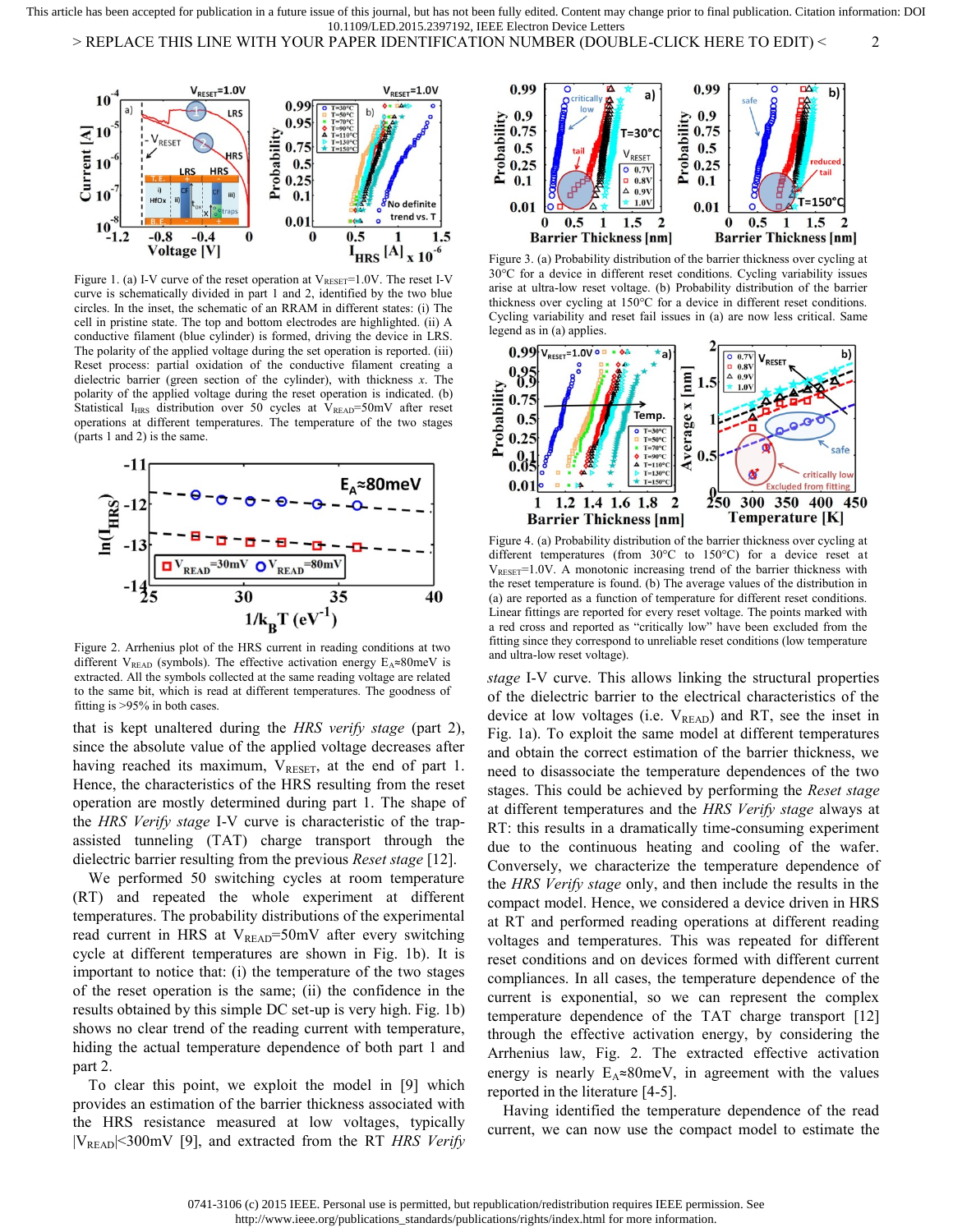Figure 1. (a) I-V curve of the reset operation at $V_{RESET}$=1.0V. The reset I-V curve is schematically divided in part 1 and 2, identified by the two blue circles. In the inset, the schematic of an RRAM in different states: (i) The cell in pristine state. The top and bottom electrodes are highlighted. (ii) A conductive filament (blue cylinder) is formed, driving the device in LRS. The polarity of the applied voltage during the set operation is reported. (iii) Reset process: partial oxidation of the conductive filament creating a dielectric barrier (green section of the cylinder), with thickness *x*. The polarity of the applied voltage during the reset operation is indicated. (b) Statistical $I_{HRS}$ distribution over 50 cycles at $V_{READ}$=50mV after reset operations at different temperatures. The temperature of the two stages (parts 1 and 2) is the same.

Figure 2. Arrhenius plot of the HRS current in reading conditions at two different $V_{READ}$ (symbols). The effective activation energy $E_A$≈80meV is extracted. All the symbols collected at the same reading voltage are related to the same bit, which is read at different temperatures. The goodness of fitting is >95% in both cases.

that is kept unaltered during the *HRS verify stage* (part 2), since the absolute value of the applied voltage decreases after having reached its maximum, $V_{RESET}$, at the end of part 1. Hence, the characteristics of the HRS resulting from the reset operation are mostly determined during part 1. The shape of the *HRS Verify stage* I-V curve is characteristic of the trap-assisted tunneling (TAT) charge transport through the dielectric barrier resulting from the previous *Reset stage* [12].

We performed 50 switching cycles at room temperature (RT) and repeated the whole experiment at different temperatures. The probability distributions of the experimental read current in HRS at $V_{READ}$=50mV after every switching cycle at different temperatures are shown in Fig. 1b). It is important to notice that: (i) the temperature of the two stages of the reset operation is the same; (ii) the confidence in the results obtained by this simple DC set-up is very high. Fig. 1b) shows no clear trend of the reading current with temperature, hiding the actual temperature dependence of both part 1 and part 2.

To clear this point, we exploit the model in [9] which provides an estimation of the barrier thickness associated with the HRS resistance measured at low voltages, typically $|V_{READ}|$<300mV [9], and extracted from the RT *HRS Verify*

Figure 3. (a) Probability distribution of the barrier thickness over cycling at 30°C for a device in different reset conditions. Cycling variability issues arise at ultra-low reset voltage. (b) Probability distribution of the barrier thickness over cycling at 150°C for a device in different reset conditions. Cycling variability and reset fail issues in (a) are now less critical. Same legend as in (a) applies.

Figure 4. (a) Probability distribution of the barrier thickness over cycling at different temperatures (from 30°C to 150°C) for a device reset at $V_{RESET}$=1.0V. A monotonic increasing trend of the barrier thickness with the reset temperature is found. (b) The average values of the distribution in (a) are reported as a function of temperature for different reset conditions. Linear fittings are reported for every reset voltage. The points marked with a red cross and reported as "critically low" have been excluded from the fitting since they correspond to unreliable reset conditions (low temperature and ultra-low reset voltage).

*stage* I-V curve. This allows linking the structural properties of the dielectric barrier to the electrical characteristics of the device at low voltages (i.e. $V_{READ}$) and RT, see the inset in Fig. 1a). To exploit the same model at different temperatures and obtain the correct estimation of the barrier thickness, we need to disassociate the temperature dependences of the two stages. This could be achieved by performing the *Reset stage* at different temperatures and the *HRS Verify stage* always at RT: this results in a dramatically time-consuming experiment due to the continuous heating and cooling of the wafer. Conversely, we characterize the temperature dependence of the *HRS Verify stage* only, and then include the results in the compact model. Hence, we considered a device driven in HRS at RT and performed reading operations at different reading voltages and temperatures. This was repeated for different reset conditions and on devices formed with different current compliances. In all cases, the temperature dependence of the current is exponential, so we can represent the complex temperature dependence of the TAT charge transport [12] through the effective activation energy, by considering the Arrhenius law, Fig. 2. The extracted effective activation energy is nearly $E_A$≈80meV, in agreement with the values reported in the literature [4-5].

Having identified the temperature dependence of the read current, we can now use the compact model to estimate the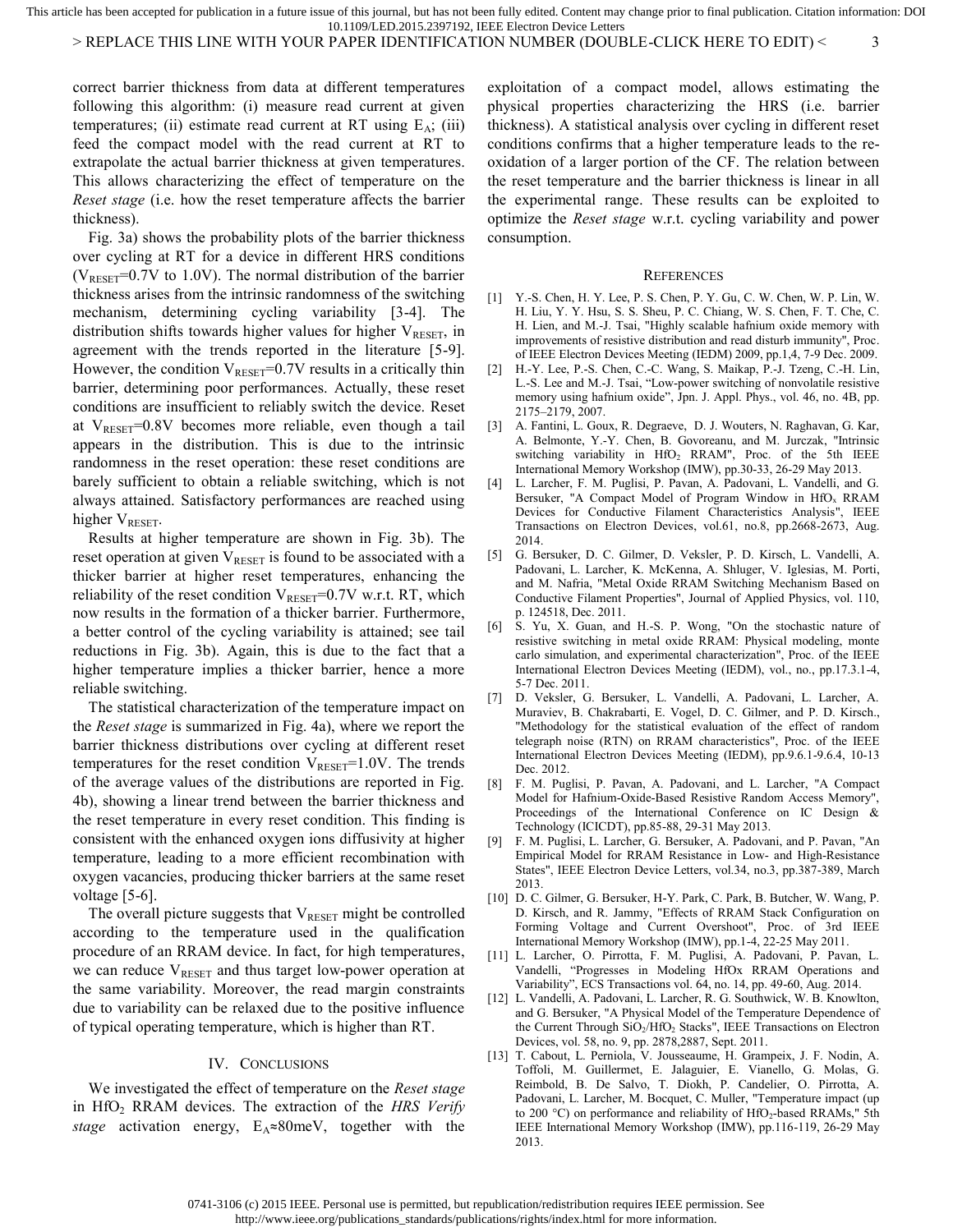correct barrier thickness from data at different temperatures following this algorithm: (i) measure read current at given temperatures; (ii) estimate read current at RT using $E_A$; (iii) feed the compact model with the read current at RT to extrapolate the actual barrier thickness at given temperatures. This allows characterizing the effect of temperature on the *Reset stage* (i.e. how the reset temperature affects the barrier thickness).

Fig. 3a) shows the probability plots of the barrier thickness over cycling at RT for a device in different HRS conditions ($V_{RESET}$=0.7V to 1.0V). The normal distribution of the barrier thickness arises from the intrinsic randomness of the switching mechanism, determining cycling variability [3-4]. The distribution shifts towards higher values for higher $V_{RESET}$, in agreement with the trends reported in the literature [5-9]. However, the condition $V_{RESET}$=0.7V results in a critically thin barrier, determining poor performances. Actually, these reset conditions are insufficient to reliably switch the device. Reset at $V_{RESET}$=0.8V becomes more reliable, even though a tail appears in the distribution. This is due to the intrinsic randomness in the reset operation: these reset conditions are barely sufficient to obtain a reliable switching, which is not always attained. Satisfactory performances are reached using higher $V_{RESET}$.

Results at higher temperature are shown in Fig. 3b). The reset operation at given $V_{RESET}$ is found to be associated with a thicker barrier at higher reset temperatures, enhancing the reliability of the reset condition $V_{RESET}$=0.7V w.r.t. RT, which now results in the formation of a thicker barrier. Furthermore, a better control of the cycling variability is attained; see tail reductions in Fig. 3b). Again, this is due to the fact that a higher temperature implies a thicker barrier, hence a more reliable switching.

The statistical characterization of the temperature impact on the *Reset stage* is summarized in Fig. 4a), where we report the barrier thickness distributions over cycling at different reset temperatures for the reset condition $V_{RESET}$=1.0V. The trends of the average values of the distributions are reported in Fig. 4b), showing a linear trend between the barrier thickness and the reset temperature in every reset condition. This finding is consistent with the enhanced oxygen ions diffusivity at higher temperature, leading to a more efficient recombination with oxygen vacancies, producing thicker barriers at the same reset voltage [5-6].

The overall picture suggests that $V_{RESET}$ might be controlled according to the temperature used in the qualification procedure of an RRAM device. In fact, for high temperatures, we can reduce $V_{RESET}$ and thus target low-power operation at the same variability. Moreover, the read margin constraints due to variability can be relaxed due to the positive influence of typical operating temperature, which is higher than RT.

## IV. Conclusions

We investigated the effect of temperature on the *Reset stage* in $HfO_2$ RRAM devices. The extraction of the *HRS Verify stage* activation energy, $E_A$≈80meV, together with the exploitation of a compact model, allows estimating the physical properties characterizing the HRS (i.e. barrier thickness). A statistical analysis over cycling in different reset conditions confirms that a higher temperature leads to the re-oxidation of a larger portion of the CF. The relation between the reset temperature and the barrier thickness is linear in all the experimental range. These results can be exploited to optimize the *Reset stage* w.r.t. cycling variability and power consumption.

## References

[1] Y.-S. Chen, H. Y. Lee, P. S. Chen, P. Y. Gu, C. W. Chen, W. P. Lin, W. H. Liu, Y. Y. Hsu, S. S. Sheu, P. C. Chiang, W. S. Chen, F. T. Che, C. H. Lien, and M.-J. Tsai, "Highly scalable hafnium oxide memory with improvements of resistive distribution and read disturb immunity", Proc. of IEEE Electron Devices Meeting (IEDM) 2009, pp.1,4, 7-9 Dec. 2009.

[2] H.-Y. Lee, P.-S. Chen, C.-C. Wang, S. Maikap, P.-J. Tzeng, C.-H. Lin, L.-S. Lee and M.-J. Tsai, "Low-power switching of nonvolatile resistive memory using hafnium oxide", Jpn. J. Appl. Phys., vol. 46, no. 4B, pp. 2175–2179, 2007.

[3] A. Fantini, L. Goux, R. Degraeve, D. J. Wouters, N. Raghavan, G. Kar, A. Belmonte, Y.-Y. Chen, B. Govoreanu, and M. Jurczak, "Intrinsic switching variability in $HfO_2$ RRAM", Proc. of the 5th IEEE International Memory Workshop (IMW), pp.30-33, 26-29 May 2013.

[4] L. Larcher, F. M. Puglisi, P. Pavan, A. Padovani, L. Vandelli, and G. Bersuker, "A Compact Model of Program Window in $HfO_x$ RRAM Devices for Conductive Filament Characteristics Analysis", IEEE Transactions on Electron Devices, vol.61, no.8, pp.2668-2673, Aug. 2014.

[5] G. Bersuker, D. C. Gilmer, D. Veksler, P. D. Kirsch, L. Vandelli, A. Padovani, L. Larcher, K. McKenna, A. Shluger, V. Iglesias, M. Porti, and M. Nafria, "Metal Oxide RRAM Switching Mechanism Based on Conductive Filament Properties", Journal of Applied Physics, vol. 110, p. 124518, Dec. 2011.

[6] S. Yu, X. Guan, and H.-S. P. Wong, "On the stochastic nature of resistive switching in metal oxide RRAM: Physical modeling, monte carlo simulation, and experimental characterization", Proc. of the IEEE International Electron Devices Meeting (IEDM), vol., no., pp.17.3.1-4, 5-7 Dec. 2011.

[7] D. Veksler, G. Bersuker, L. Vandelli, A. Padovani, L. Larcher, A. Muraviev, B. Chakrabarti, E. Vogel, D. C. Gilmer, and P. D. Kirsch., "Methodology for the statistical evaluation of the effect of random telegraph noise (RTN) on RRAM characteristics", Proc. of the IEEE International Electron Devices Meeting (IEDM), pp.9.6.1-9.6.4, 10-13 Dec. 2012.

[8] F. M. Puglisi, P. Pavan, A. Padovani, and L. Larcher, "A Compact Model for Hafnium-Oxide-Based Resistive Random Access Memory", Proceedings of the International Conference on IC Design & Technology (ICICDT), pp.85-88, 29-31 May 2013.

[9] F. M. Puglisi, L. Larcher, G. Bersuker, A. Padovani, and P. Pavan, "An Empirical Model for RRAM Resistance in Low- and High-Resistance States", IEEE Electron Device Letters, vol.34, no.3, pp.387-389, March 2013.

[10] D. C. Gilmer, G. Bersuker, H-Y. Park, C. Park, B. Butcher, W. Wang, P. D. Kirsch, and R. Jammy, "Effects of RRAM Stack Configuration on Forming Voltage and Current Overshoot", Proc. of 3rd IEEE International Memory Workshop (IMW), pp.1-4, 22-25 May 2011.

[11] L. Larcher, O. Pirrotta, F. M. Puglisi, A. Padovani, P. Pavan, L. Vandelli, "Progresses in Modeling HfOx RRAM Operations and Variability", ECS Transactions vol. 64, no. 14, pp. 49-60, Aug. 2014.

[12] L. Vandelli, A. Padovani, L. Larcher, R. G. Southwick, W. B. Knowlton, and G. Bersuker, "A Physical Model of the Temperature Dependence of the Current Through $SiO_2$/$HfO_2$ Stacks", IEEE Transactions on Electron Devices, vol. 58, no. 9, pp. 2878,2887, Sept. 2011.

[13] T. Cabout, L. Perniola, V. Jousseaume, H. Grampeix, J. F. Nodin, A. Toffoli, M. Guillermet, E. Jalaguier, E. Vianello, G. Molas, G. Reimbold, B. De Salvo, T. Diokh, P. Candelier, O. Pirrotta, A. Padovani, L. Larcher, M. Bocquet, C. Muller, "Temperature impact (up to 200 °C) on performance and reliability of $HfO_2$-based RRAMs," 5th IEEE International Memory Workshop (IMW), pp.116-119, 26-29 May 2013.